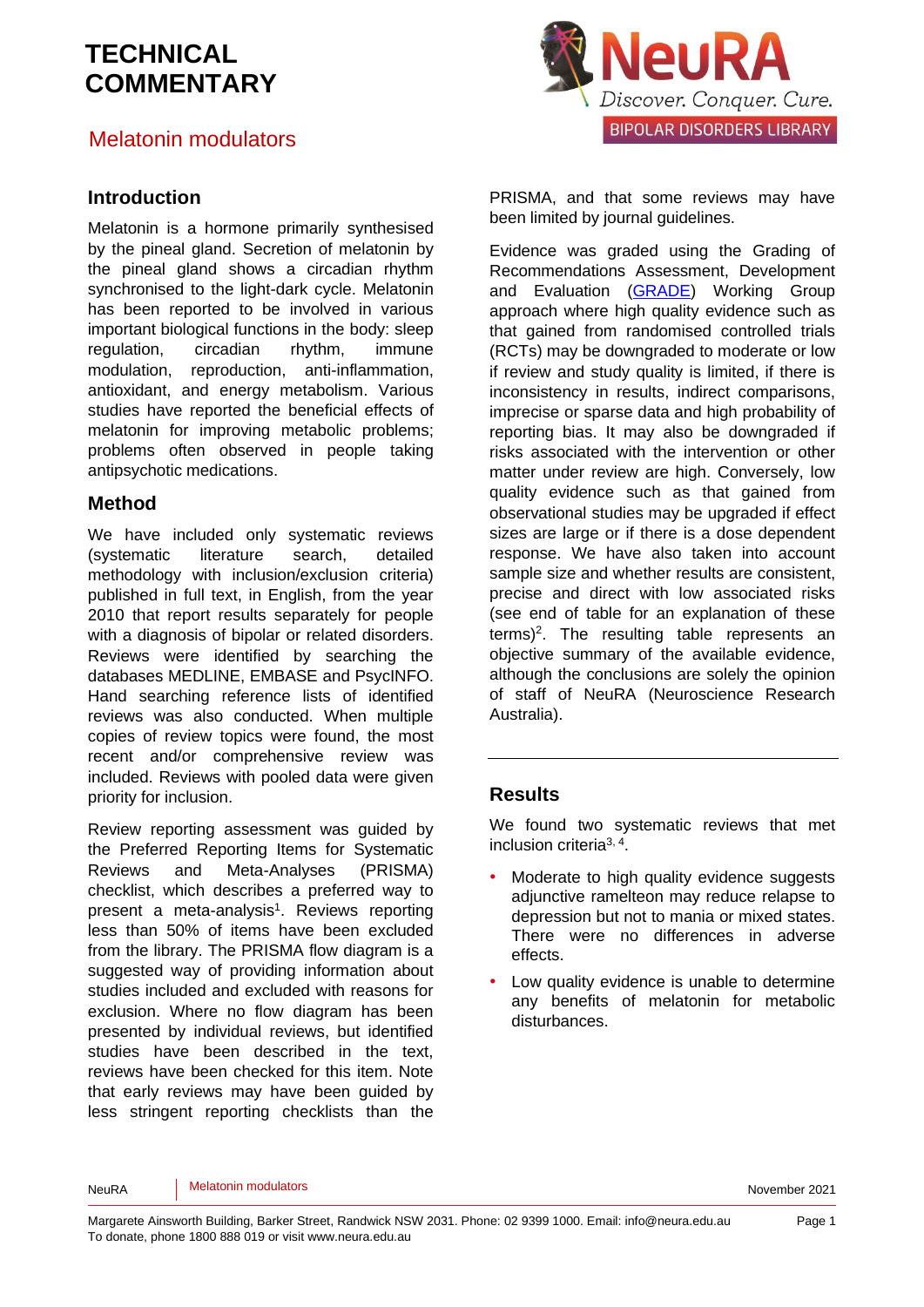# TECHNICAL COMMENTARY

## Melatonin modulators

### Introduction

Melatonin is a hormone primarily synthesised by the pineal gland. Secretion of melatonin by the pineal gland shows a circadian rhythm synchronised to the light-dark cycle. Melatonin has been reported to be involved in various important biological functions in the body: sleep regulation, circadian rhythm, immune modulation, reproduction, anti-inflammation, antioxidant, and energy metabolism. Various studies have reported the beneficial effects of melatonin for improving metabolic problems; problems often observed in people taking antipsychotic medications.

### Method

We have included only systematic reviews (systematic literature search, detailed methodology with inclusion/exclusion criteria) published in full text, in English, from the year 2010 that report results separately for people with a diagnosis of bipolar or related disorders. Reviews were identified by searching the databases MEDLINE, EMBASE and PsycINFO. Hand searching reference lists of identified reviews was also conducted. When multiple copies of review topics were found, the most recent and/or comprehensive review was included. Reviews with pooled data were given priority for inclusion.

Review reporting assessment was guided by the Preferred Reporting Items for Systematic Reviews and Meta-Analyses (PRISMA) checklist, which describes a preferred way to present a meta-analysis[1]. Reviews reporting less than 50% of items have been excluded from the library. The PRISMA flow diagram is a suggested way of providing information about studies included and excluded with reasons for exclusion. Where no flow diagram has been presented by individual reviews, but identified studies have been described in the text, reviews have been checked for this item. Note that early reviews may have been guided by less stringent reporting checklists than the PRISMA, and that some reviews may have been limited by journal guidelines.

Evidence was graded using the Grading of Recommendations Assessment, Development and Evaluation (GRADE) Working Group approach where high quality evidence such as that gained from randomised controlled trials (RCTs) may be downgraded to moderate or low if review and study quality is limited, if there is inconsistency in results, indirect comparisons, imprecise or sparse data and high probability of reporting bias. It may also be downgraded if risks associated with the intervention or other matter under review are high. Conversely, low quality evidence such as that gained from observational studies may be upgraded if effect sizes are large or if there is a dose dependent response. We have also taken into account sample size and whether results are consistent, precise and direct with low associated risks (see end of table for an explanation of these terms)[2]. The resulting table represents an objective summary of the available evidence, although the conclusions are solely the opinion of staff of NeuRA (Neuroscience Research Australia).

### Results

We found two systematic reviews that met inclusion criteria[3, 4].

- Moderate to high quality evidence suggests adjunctive ramelteon may reduce relapse to depression but not to mania or mixed states. There were no differences in adverse effects.
- Low quality evidence is unable to determine any benefits of melatonin for metabolic disturbances.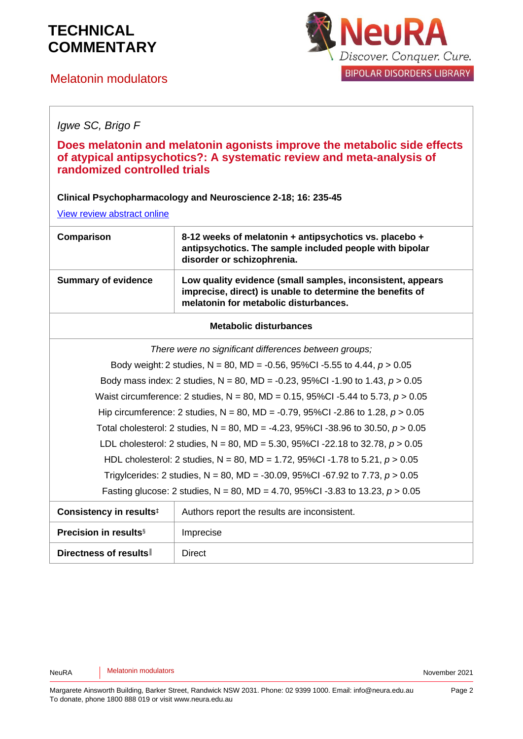*Igwe SC, Brigo F*

**Does melatonin and melatonin agonists improve the metabolic side effects of atypical antipsychotics?: A systematic review and meta-analysis of randomized controlled trials**

**Clinical Psychopharmacology and Neuroscience 2-18; 16: 235-45**

View review abstract online

| **Comparison** | **8-12 weeks of melatonin + antipsychotics vs. placebo + antipsychotics. The sample included people with bipolar disorder or schizophrenia.** |
|---|---|
| **Summary of evidence** | **Low quality evidence (small samples, inconsistent, appears imprecise, direct) is unable to determine the benefits of melatonin for metabolic disturbances.** |
| **Metabolic disturbances** | |
| *There were no significant differences between groups;*<br>Body weight: 2 studies, N = 80, MD = -0.56, 95%CI -5.55 to 4.44, $p > 0.05$<br>Body mass index: 2 studies, N = 80, MD = -0.23, 95%CI -1.90 to 1.43, $p > 0.05$<br>Waist circumference: 2 studies, N = 80, MD = 0.15, 95%CI -5.44 to 5.73, $p > 0.05$<br>Hip circumference: 2 studies, N = 80, MD = -0.79, 95%CI -2.86 to 1.28, $p > 0.05$<br>Total cholesterol: 2 studies, N = 80, MD = -4.23, 95%CI -38.96 to 30.50, $p > 0.05$<br>LDL cholesterol: 2 studies, N = 80, MD = 5.30, 95%CI -22.18 to 32.78, $p > 0.05$<br>HDL cholesterol: 2 studies, N = 80, MD = 1.72, 95%CI -1.78 to 5.21, $p > 0.05$<br>Trigylcerides: 2 studies, N = 80, MD = -30.09, 95%CI -67.92 to 7.73, $p > 0.05$<br>Fasting glucose: 2 studies, N = 80, MD = 4.70, 95%CI -3.83 to 13.23, $p > 0.05$ | |
| **Consistency in results**‡ | Authors report the results are inconsistent. |
| **Precision in results**§ | Imprecise |
| **Directness of results**‖ | Direct |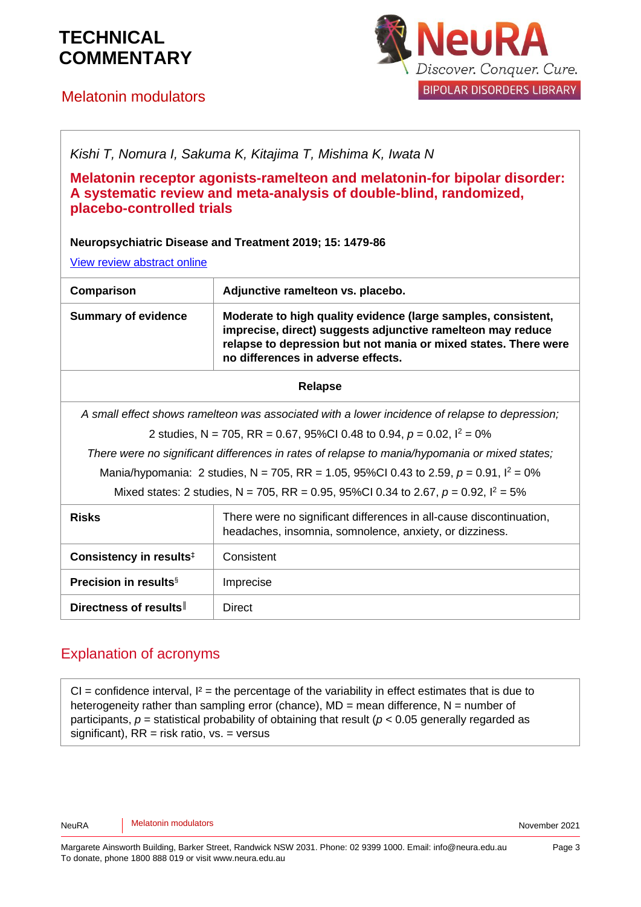# TECHNICAL COMMENTARY

## Melatonin modulators

*Kishi T, Nomura I, Sakuma K, Kitajima T, Mishima K, Iwata N*

### Melatonin receptor agonists-ramelteon and melatonin-for bipolar disorder: A systematic review and meta-analysis of double-blind, randomized, placebo-controlled trials

**Neuropsychiatric Disease and Treatment 2019; 15: 1479-86**

View review abstract online

| **Comparison** | **Adjunctive ramelteon vs. placebo.** |
|---|---|
| **Summary of evidence** | **Moderate to high quality evidence (large samples, consistent, imprecise, direct) suggests adjunctive ramelteon may reduce relapse to depression but not mania or mixed states. There were no differences in adverse effects.** |
| **Relapse** | |
| *A small effect shows ramelteon was associated with a lower incidence of relapse to depression;* 2 studies, N = 705, RR = 0.67, 95%CI 0.48 to 0.94, $p = 0.02$, $I^2 = 0\%$ *There were no significant differences in rates of relapse to mania/hypomania or mixed states;* Mania/hypomania: 2 studies, N = 705, RR = 1.05, 95%CI 0.43 to 2.59, $p = 0.91$, $I^2 = 0\%$ Mixed states: 2 studies, N = 705, RR = 0.95, 95%CI 0.34 to 2.67, $p = 0.92$, $I^2 = 5\%$ | |
| **Risks** | There were no significant differences in all-cause discontinuation, headaches, insomnia, somnolence, anxiety, or dizziness. |
| **Consistency in results**‡ | Consistent |
| **Precision in results**§ | Imprecise |
| **Directness of results**‖ | Direct |

## Explanation of acronyms

CI = confidence interval, I² = the percentage of the variability in effect estimates that is due to heterogeneity rather than sampling error (chance), MD = mean difference, N = number of participants, *p* = statistical probability of obtaining that result ($p < 0.05$ generally regarded as significant), RR = risk ratio, vs. = versus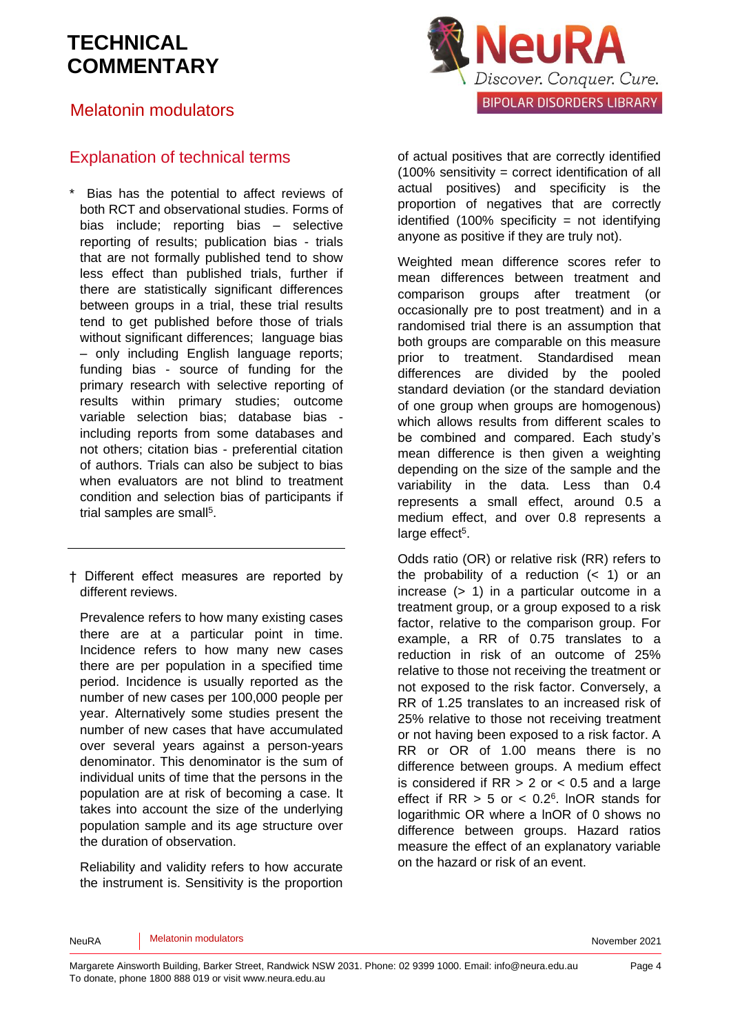# TECHNICAL COMMENTARY

## Melatonin modulators

## Explanation of technical terms

\* Bias has the potential to affect reviews of both RCT and observational studies. Forms of bias include; reporting bias – selective reporting of results; publication bias - trials that are not formally published tend to show less effect than published trials, further if there are statistically significant differences between groups in a trial, these trial results tend to get published before those of trials without significant differences; language bias – only including English language reports; funding bias - source of funding for the primary research with selective reporting of results within primary studies; outcome variable selection bias; database bias - including reports from some databases and not others; citation bias - preferential citation of authors. Trials can also be subject to bias when evaluators are not blind to treatment condition and selection bias of participants if trial samples are small[5].

---

† Different effect measures are reported by different reviews.

Prevalence refers to how many existing cases there are at a particular point in time. Incidence refers to how many new cases there are per population in a specified time period. Incidence is usually reported as the number of new cases per 100,000 people per year. Alternatively some studies present the number of new cases that have accumulated over several years against a person-years denominator. This denominator is the sum of individual units of time that the persons in the population are at risk of becoming a case. It takes into account the size of the underlying population sample and its age structure over the duration of observation.

Reliability and validity refers to how accurate the instrument is. Sensitivity is the proportion of actual positives that are correctly identified (100% sensitivity = correct identification of all actual positives) and specificity is the proportion of negatives that are correctly identified (100% specificity = not identifying anyone as positive if they are truly not).

Weighted mean difference scores refer to mean differences between treatment and comparison groups after treatment (or occasionally pre to post treatment) and in a randomised trial there is an assumption that both groups are comparable on this measure prior to treatment. Standardised mean differences are divided by the pooled standard deviation (or the standard deviation of one group when groups are homogenous) which allows results from different scales to be combined and compared. Each study's mean difference is then given a weighting depending on the size of the sample and the variability in the data. Less than 0.4 represents a small effect, around 0.5 a medium effect, and over 0.8 represents a large effect[5].

Odds ratio (OR) or relative risk (RR) refers to the probability of a reduction (< 1) or an increase (> 1) in a particular outcome in a treatment group, or a group exposed to a risk factor, relative to the comparison group. For example, a RR of 0.75 translates to a reduction in risk of an outcome of 25% relative to those not receiving the treatment or not exposed to the risk factor. Conversely, a RR of 1.25 translates to an increased risk of 25% relative to those not receiving treatment or not having been exposed to a risk factor. A RR or OR of 1.00 means there is no difference between groups. A medium effect is considered if RR > 2 or < 0.5 and a large effect if RR > 5 or < 0.2[6]. lnOR stands for logarithmic OR where a lnOR of 0 shows no difference between groups. Hazard ratios measure the effect of an explanatory variable on the hazard or risk of an event.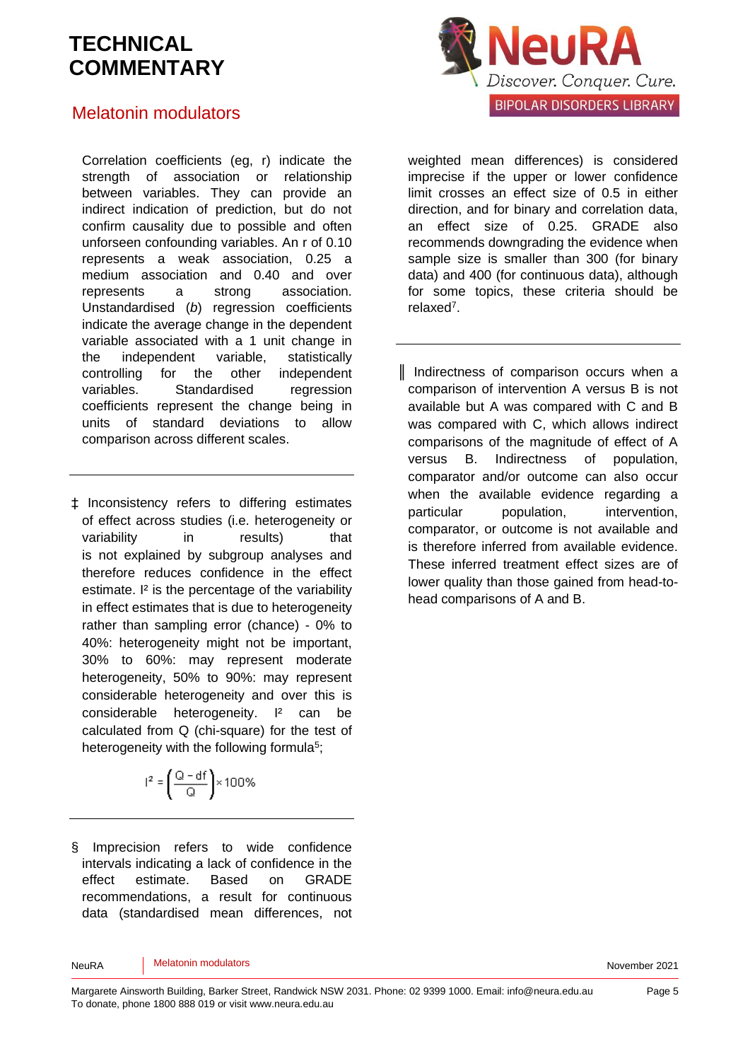Correlation coefficients (eg, r) indicate the strength of association or relationship between variables. They can provide an indirect indication of prediction, but do not confirm causality due to possible and often unforseen confounding variables. An r of 0.10 represents a weak association, 0.25 a medium association and 0.40 and over represents a strong association. Unstandardised (*b*) regression coefficients indicate the average change in the dependent variable associated with a 1 unit change in the independent variable, statistically controlling for the other independent variables. Standardised regression coefficients represent the change being in units of standard deviations to allow comparison across different scales.

‡ Inconsistency refers to differing estimates of effect across studies (i.e. heterogeneity or variability in results) that is not explained by subgroup analyses and therefore reduces confidence in the effect estimate. $I^2$ is the percentage of the variability in effect estimates that is due to heterogeneity rather than sampling error (chance) - 0% to 40%: heterogeneity might not be important, 30% to 60%: may represent moderate heterogeneity, 50% to 90%: may represent considerable heterogeneity and over this is considerable heterogeneity. $I^2$ can be calculated from Q (chi-square) for the test of heterogeneity with the following formula[5];

$$I^2 = \left(\frac{Q - df}{Q}\right) \times 100\%$$

§ Imprecision refers to wide confidence intervals indicating a lack of confidence in the effect estimate. Based on GRADE recommendations, a result for continuous data (standardised mean differences, not weighted mean differences) is considered imprecise if the upper or lower confidence limit crosses an effect size of 0.5 in either direction, and for binary and correlation data, an effect size of 0.25. GRADE also recommends downgrading the evidence when sample size is smaller than 300 (for binary data) and 400 (for continuous data), although for some topics, these criteria should be relaxed[7].

‖ Indirectness of comparison occurs when a comparison of intervention A versus B is not available but A was compared with C and B was compared with C, which allows indirect comparisons of the magnitude of effect of A versus B. Indirectness of population, comparator and/or outcome can also occur when the available evidence regarding a particular population, intervention, comparator, or outcome is not available and is therefore inferred from available evidence. These inferred treatment effect sizes are of lower quality than those gained from head-to-head comparisons of A and B.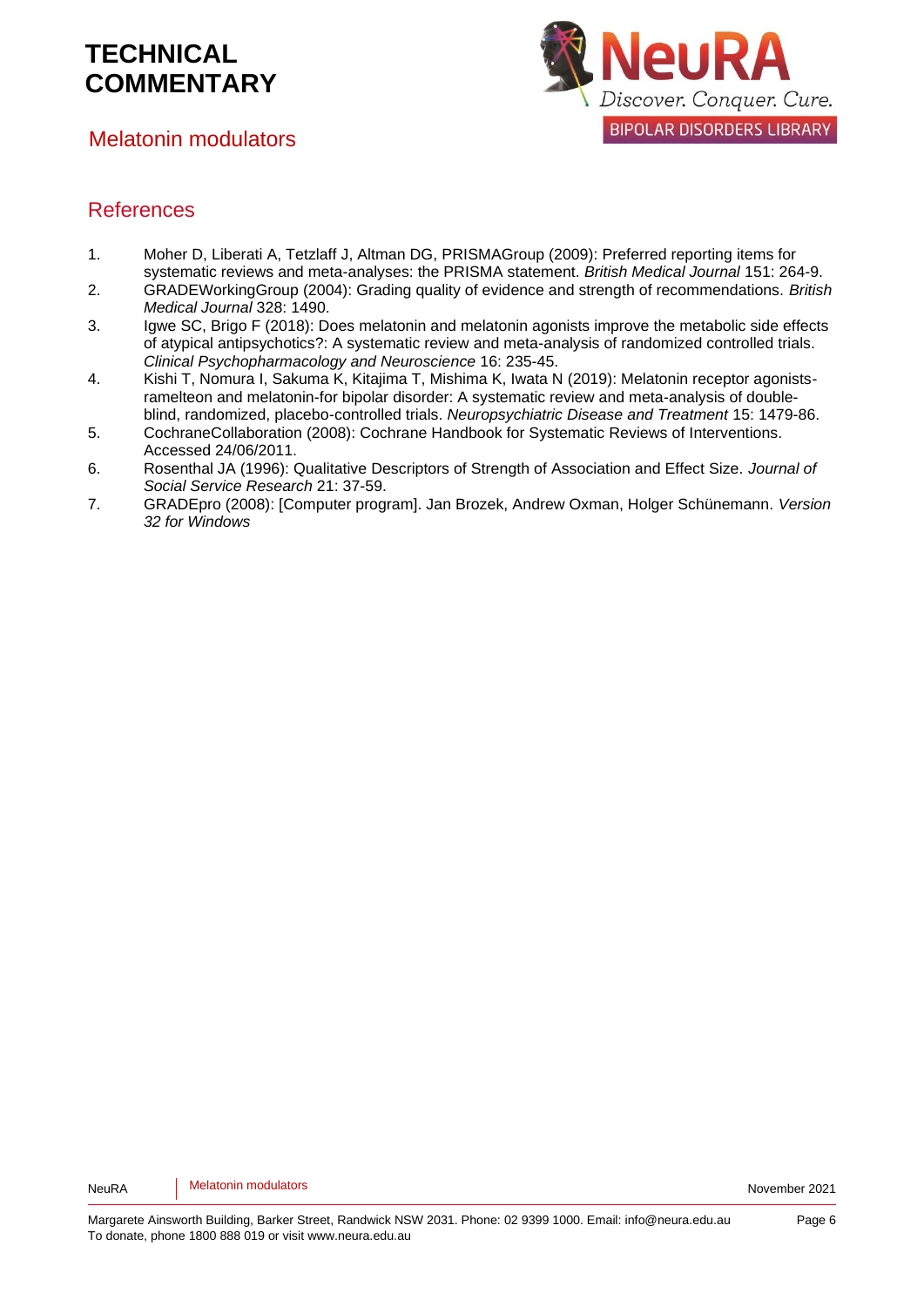## References

1. Moher D, Liberati A, Tetzlaff J, Altman DG, PRISMAGroup (2009): Preferred reporting items for systematic reviews and meta-analyses: the PRISMA statement. *British Medical Journal* 151: 264-9.
2. GRADEWorkingGroup (2004): Grading quality of evidence and strength of recommendations. *British Medical Journal* 328: 1490.
3. Igwe SC, Brigo F (2018): Does melatonin and melatonin agonists improve the metabolic side effects of atypical antipsychotics?: A systematic review and meta-analysis of randomized controlled trials. *Clinical Psychopharmacology and Neuroscience* 16: 235-45.
4. Kishi T, Nomura I, Sakuma K, Kitajima T, Mishima K, Iwata N (2019): Melatonin receptor agonists-ramelteon and melatonin-for bipolar disorder: A systematic review and meta-analysis of double-blind, randomized, placebo-controlled trials. *Neuropsychiatric Disease and Treatment* 15: 1479-86.
5. CochraneCollaboration (2008): Cochrane Handbook for Systematic Reviews of Interventions. Accessed 24/06/2011.
6. Rosenthal JA (1996): Qualitative Descriptors of Strength of Association and Effect Size. *Journal of Social Service Research* 21: 37-59.
7. GRADEpro (2008): [Computer program]. Jan Brozek, Andrew Oxman, Holger Schünemann. *Version 32 for Windows*